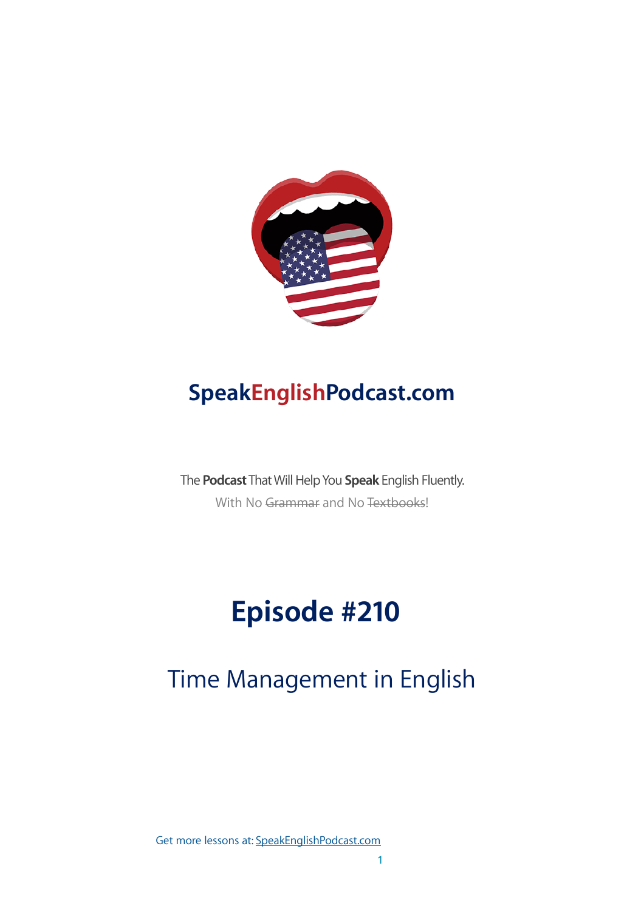**SpeakEnglishPodcast.com**

The **Podcast** That Will Help You **Speak** English Fluently.

With No ~~Grammar~~ and No ~~Textbooks~~!

# Episode #210

## Time Management in English

Get more lessons at: SpeakEnglishPodcast.com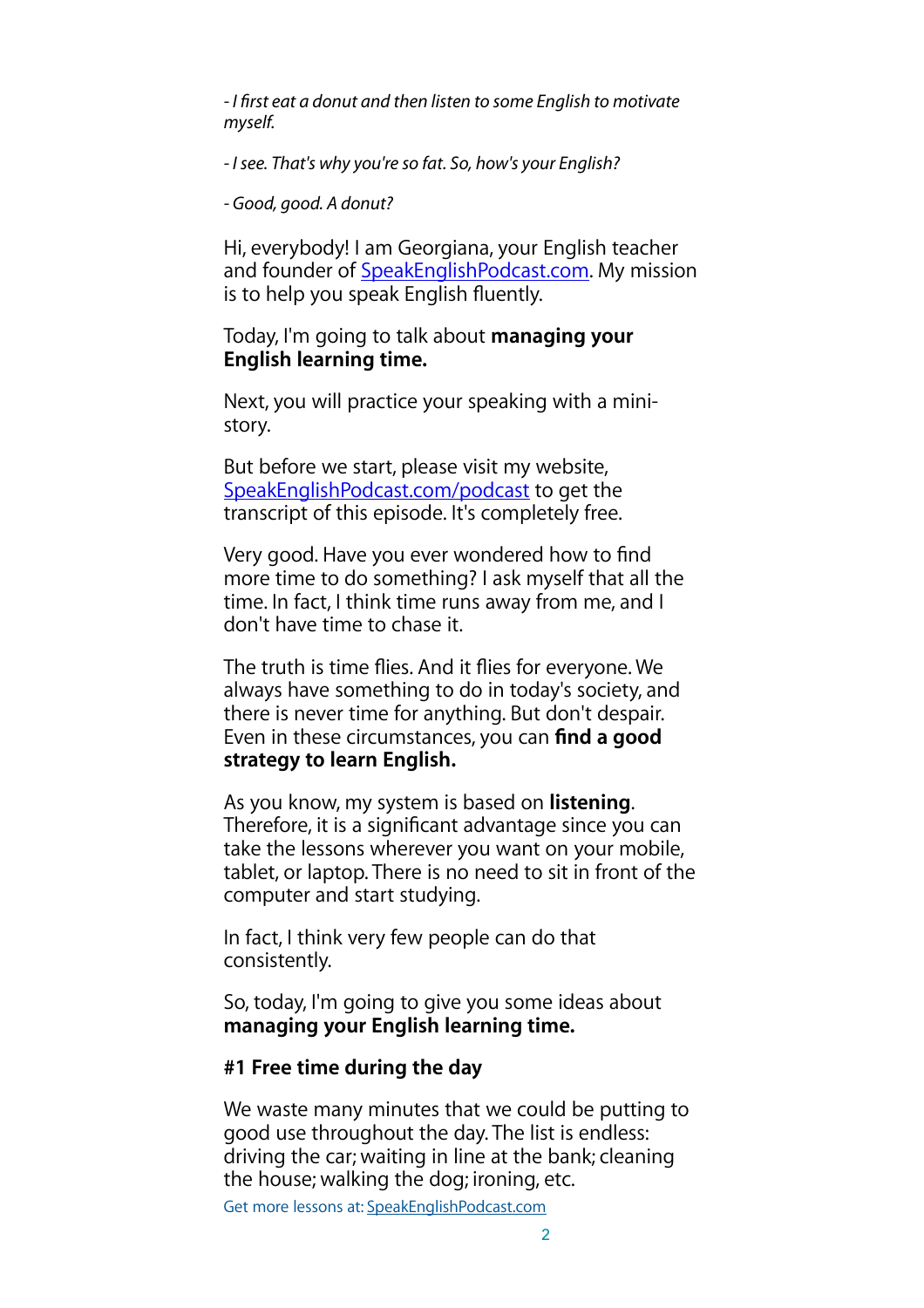*- I first eat a donut and then listen to some English to motivate myself.*

*- I see. That's why you're so fat. So, how's your English?*

*- Good, good. A donut?*

Hi, everybody! I am Georgiana, your English teacher and founder of SpeakEnglishPodcast.com. My mission is to help you speak English fluently.

Today, I'm going to talk about **managing your English learning time.**

Next, you will practice your speaking with a mini-story.

But before we start, please visit my website, SpeakEnglishPodcast.com/podcast to get the transcript of this episode. It's completely free.

Very good. Have you ever wondered how to find more time to do something? I ask myself that all the time. In fact, I think time runs away from me, and I don't have time to chase it.

The truth is time flies. And it flies for everyone. We always have something to do in today's society, and there is never time for anything. But don't despair. Even in these circumstances, you can **find a good strategy to learn English.**

As you know, my system is based on **listening**. Therefore, it is a significant advantage since you can take the lessons wherever you want on your mobile, tablet, or laptop. There is no need to sit in front of the computer and start studying.

In fact, I think very few people can do that consistently.

So, today, I'm going to give you some ideas about **managing your English learning time.**

**#1 Free time during the day**

We waste many minutes that we could be putting to good use throughout the day. The list is endless: driving the car; waiting in line at the bank; cleaning the house; walking the dog; ironing, etc.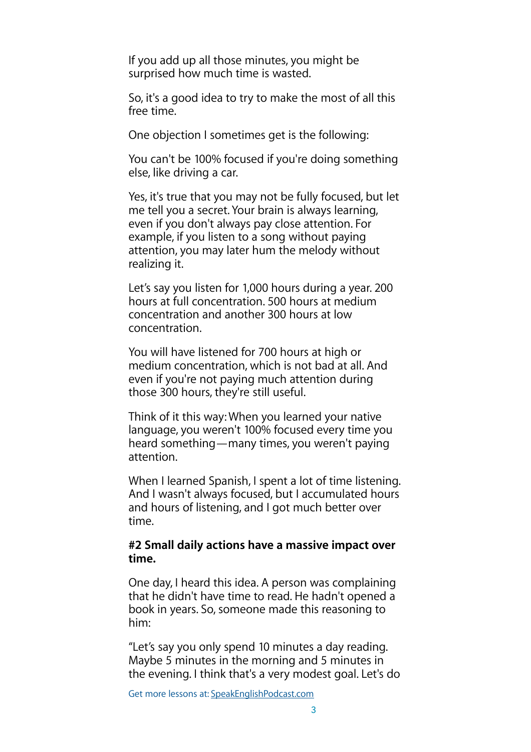If you add up all those minutes, you might be surprised how much time is wasted.

So, it's a good idea to try to make the most of all this free time.

One objection I sometimes get is the following:

You can't be 100% focused if you're doing something else, like driving a car.

Yes, it's true that you may not be fully focused, but let me tell you a secret. Your brain is always learning, even if you don't always pay close attention. For example, if you listen to a song without paying attention, you may later hum the melody without realizing it.

Let's say you listen for 1,000 hours during a year. 200 hours at full concentration. 500 hours at medium concentration and another 300 hours at low concentration.

You will have listened for 700 hours at high or medium concentration, which is not bad at all. And even if you're not paying much attention during those 300 hours, they're still useful.

Think of it this way: When you learned your native language, you weren't 100% focused every time you heard something—many times, you weren't paying attention.

When I learned Spanish, I spent a lot of time listening. And I wasn't always focused, but I accumulated hours and hours of listening, and I got much better over time.

**#2 Small daily actions have a massive impact over time.**

One day, I heard this idea. A person was complaining that he didn't have time to read. He hadn't opened a book in years. So, someone made this reasoning to him:

"Let's say you only spend 10 minutes a day reading. Maybe 5 minutes in the morning and 5 minutes in the evening. I think that's a very modest goal. Let's do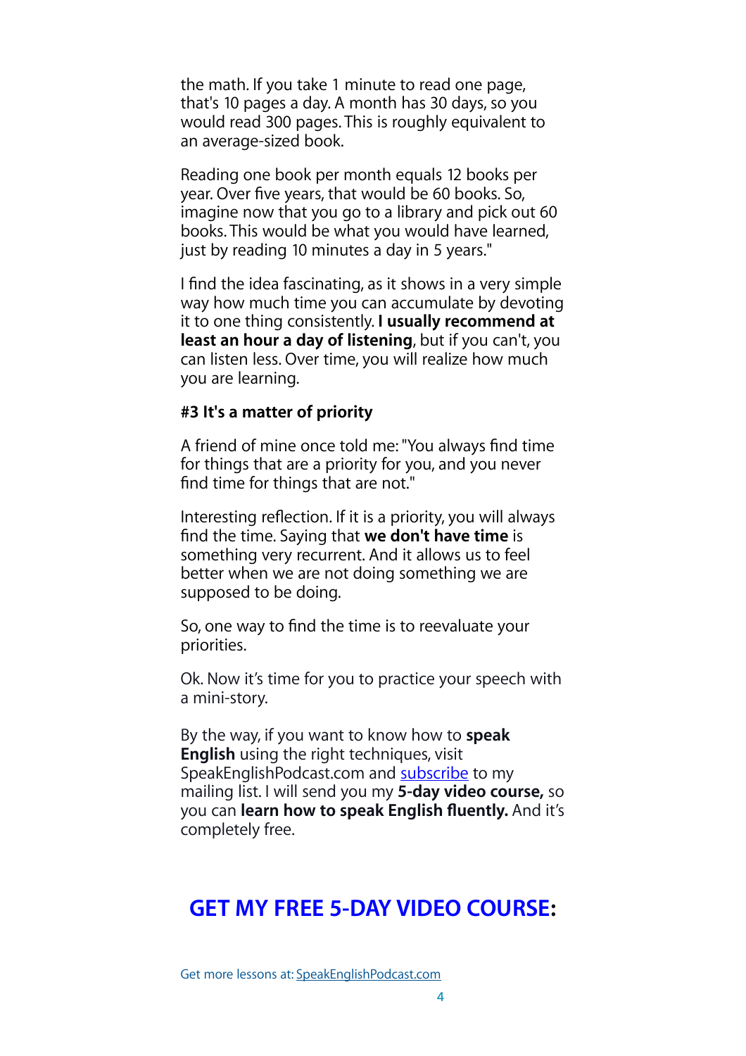the math. If you take 1 minute to read one page, that's 10 pages a day. A month has 30 days, so you would read 300 pages. This is roughly equivalent to an average-sized book.

Reading one book per month equals 12 books per year. Over five years, that would be 60 books. So, imagine now that you go to a library and pick out 60 books. This would be what you would have learned, just by reading 10 minutes a day in 5 years."

I find the idea fascinating, as it shows in a very simple way how much time you can accumulate by devoting it to one thing consistently. **I usually recommend at least an hour a day of listening**, but if you can't, you can listen less. Over time, you will realize how much you are learning.

### #3 It's a matter of priority

A friend of mine once told me: "You always find time for things that are a priority for you, and you never find time for things that are not."

Interesting reflection. If it is a priority, you will always find the time. Saying that **we don't have time** is something very recurrent. And it allows us to feel better when we are not doing something we are supposed to be doing.

So, one way to find the time is to reevaluate your priorities.

Ok. Now it's time for you to practice your speech with a mini-story.

By the way, if you want to know how to **speak English** using the right techniques, visit SpeakEnglishPodcast.com and subscribe to my mailing list. I will send you my **5-day video course,** so you can **learn how to speak English fluently.** And it's completely free.

## GET MY FREE 5-DAY VIDEO COURSE:

Get more lessons at: SpeakEnglishPodcast.com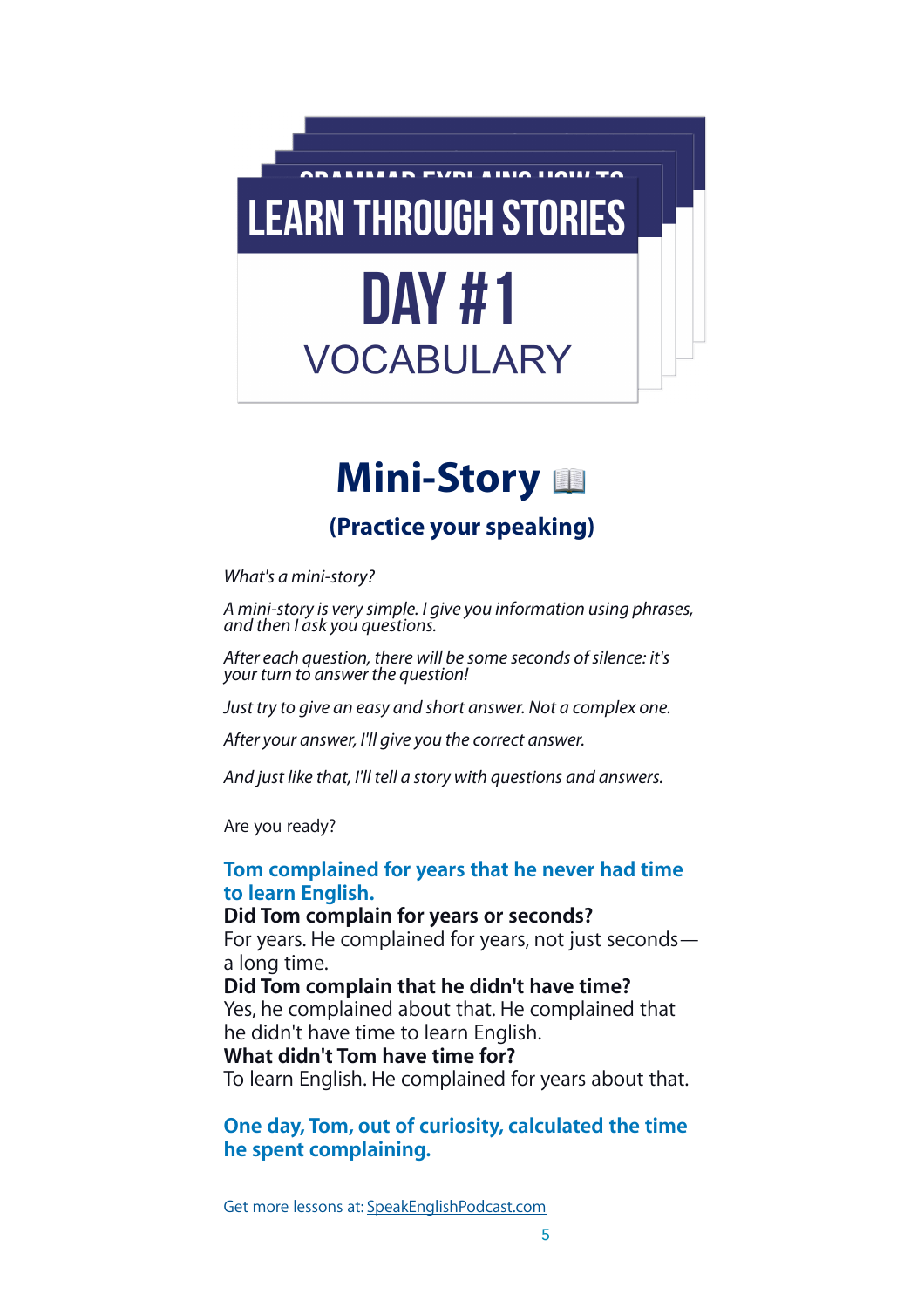# LEARN THROUGH STORIES

## DAY #1

## VOCABULARY

## Mini-Story 📖

### (Practice your speaking)

*What's a mini-story?*

*A mini-story is very simple. I give you information using phrases, and then I ask you questions.*

*After each question, there will be some seconds of silence: it's your turn to answer the question!*

*Just try to give an easy and short answer. Not a complex one.*

*After your answer, I'll give you the correct answer.*

*And just like that, I'll tell a story with questions and answers.*

Are you ready?

**Tom complained for years that he never had time to learn English.**

**Did Tom complain for years or seconds?**

For years. He complained for years, not just seconds—a long time.

**Did Tom complain that he didn't have time?**

Yes, he complained about that. He complained that he didn't have time to learn English.

**What didn't Tom have time for?**

To learn English. He complained for years about that.

**One day, Tom, out of curiosity, calculated the time he spent complaining.**

Get more lessons at: SpeakEnglishPodcast.com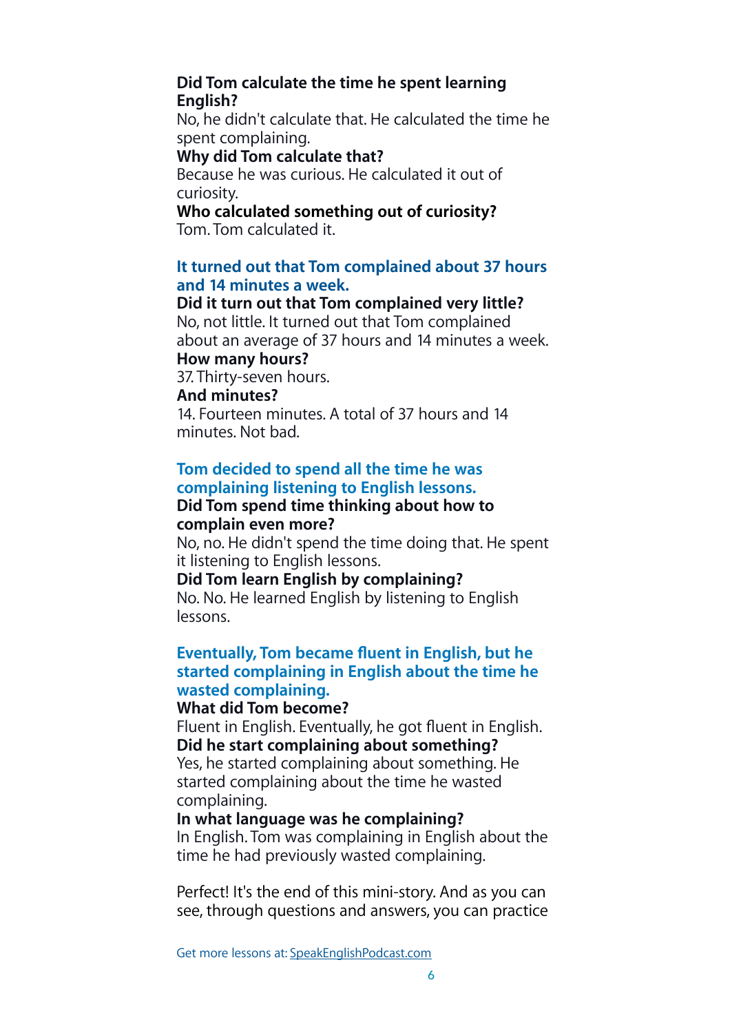**Did Tom calculate the time he spent learning English?**
No, he didn't calculate that. He calculated the time he spent complaining.
**Why did Tom calculate that?**
Because he was curious. He calculated it out of curiosity.
**Who calculated something out of curiosity?**
Tom. Tom calculated it.

**It turned out that Tom complained about 37 hours and 14 minutes a week.**
**Did it turn out that Tom complained very little?**
No, not little. It turned out that Tom complained about an average of 37 hours and 14 minutes a week.
**How many hours?**
37. Thirty-seven hours.
**And minutes?**
14. Fourteen minutes. A total of 37 hours and 14 minutes. Not bad.

**Tom decided to spend all the time he was complaining listening to English lessons.**
**Did Tom spend time thinking about how to complain even more?**
No, no. He didn't spend the time doing that. He spent it listening to English lessons.
**Did Tom learn English by complaining?**
No. No. He learned English by listening to English lessons.

**Eventually, Tom became fluent in English, but he started complaining in English about the time he wasted complaining.**
**What did Tom become?**
Fluent in English. Eventually, he got fluent in English.
**Did he start complaining about something?**
Yes, he started complaining about something. He started complaining about the time he wasted complaining.
**In what language was he complaining?**
In English. Tom was complaining in English about the time he had previously wasted complaining.

Perfect! It's the end of this mini-story. And as you can see, through questions and answers, you can practice

Get more lessons at: SpeakEnglishPodcast.com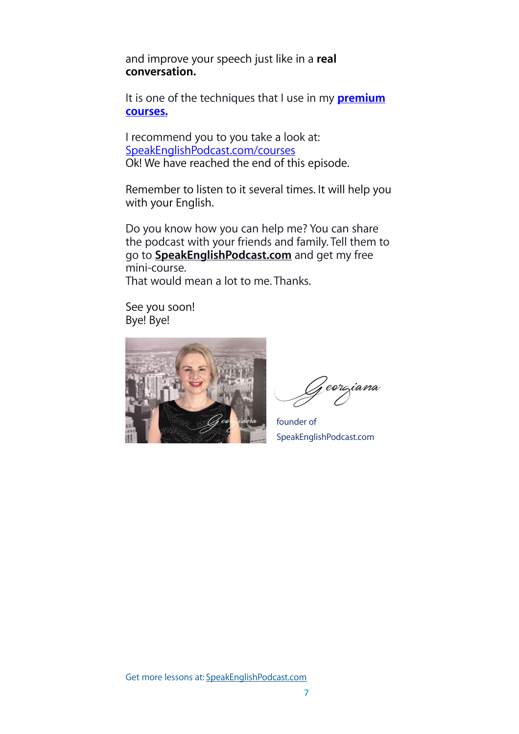and improve your speech just like in a **real conversation.**

It is one of the techniques that I use in my **premium courses.**

I recommend you to you take a look at:
SpeakEnglishPodcast.com/courses
Ok! We have reached the end of this episode.

Remember to listen to it several times. It will help you with your English.

Do you know how you can help me? You can share the podcast with your friends and family. Tell them to go to **SpeakEnglishPodcast.com** and get my free mini-course.
That would mean a lot to me. Thanks.

See you soon!
Bye! Bye!

Georgiana

founder of
SpeakEnglishPodcast.com